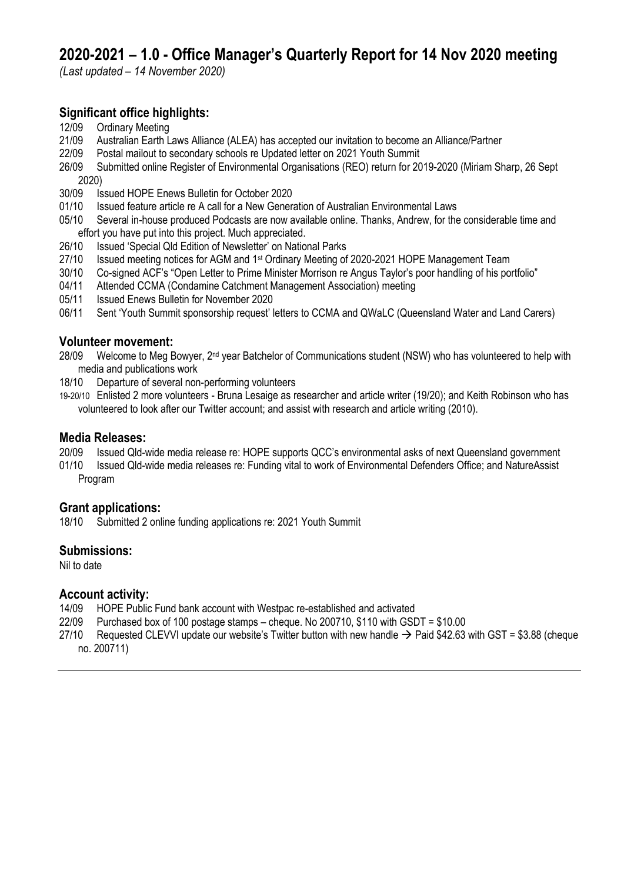# 2020-2021 – 1.0 - Office Manager's Quarterly Report for 14 Nov 2020 meeting

*(Last updated – 14 November 2020)*

## Significant office highlights:

12/09 Ordinary Meeting
21/09 Australian Earth Laws Alliance (ALEA) has accepted our invitation to become an Alliance/Partner
22/09 Postal mailout to secondary schools re Updated letter on 2021 Youth Summit
26/09 Submitted online Register of Environmental Organisations (REO) return for 2019-2020 (Miriam Sharp, 26 Sept 2020)
30/09 Issued HOPE Enews Bulletin for October 2020
01/10 Issued feature article re A call for a New Generation of Australian Environmental Laws
05/10 Several in-house produced Podcasts are now available online. Thanks, Andrew, for the considerable time and effort you have put into this project. Much appreciated.
26/10 Issued 'Special Qld Edition of Newsletter' on National Parks
27/10 Issued meeting notices for AGM and 1st Ordinary Meeting of 2020-2021 HOPE Management Team
30/10 Co-signed ACF's "Open Letter to Prime Minister Morrison re Angus Taylor's poor handling of his portfolio"
04/11 Attended CCMA (Condamine Catchment Management Association) meeting
05/11 Issued Enews Bulletin for November 2020
06/11 Sent 'Youth Summit sponsorship request' letters to CCMA and QWaLC (Queensland Water and Land Carers)

## Volunteer movement:

28/09 Welcome to Meg Bowyer, 2nd year Batchelor of Communications student (NSW) who has volunteered to help with media and publications work
18/10 Departure of several non-performing volunteers
19-20/10 Enlisted 2 more volunteers - Bruna Lesaige as researcher and article writer (19/20); and Keith Robinson who has volunteered to look after our Twitter account; and assist with research and article writing (2010).

## Media Releases:

20/09 Issued Qld-wide media release re: HOPE supports QCC's environmental asks of next Queensland government
01/10 Issued Qld-wide media releases re: Funding vital to work of Environmental Defenders Office; and NatureAssist Program

## Grant applications:

18/10 Submitted 2 online funding applications re: 2021 Youth Summit

## Submissions:

Nil to date

## Account activity:

14/09 HOPE Public Fund bank account with Westpac re-established and activated
22/09 Purchased box of 100 postage stamps – cheque. No 200710, $110 with GSDT = $10.00
27/10 Requested CLEVVI update our website's Twitter button with new handle → Paid $42.63 with GST = $3.88 (cheque no. 200711)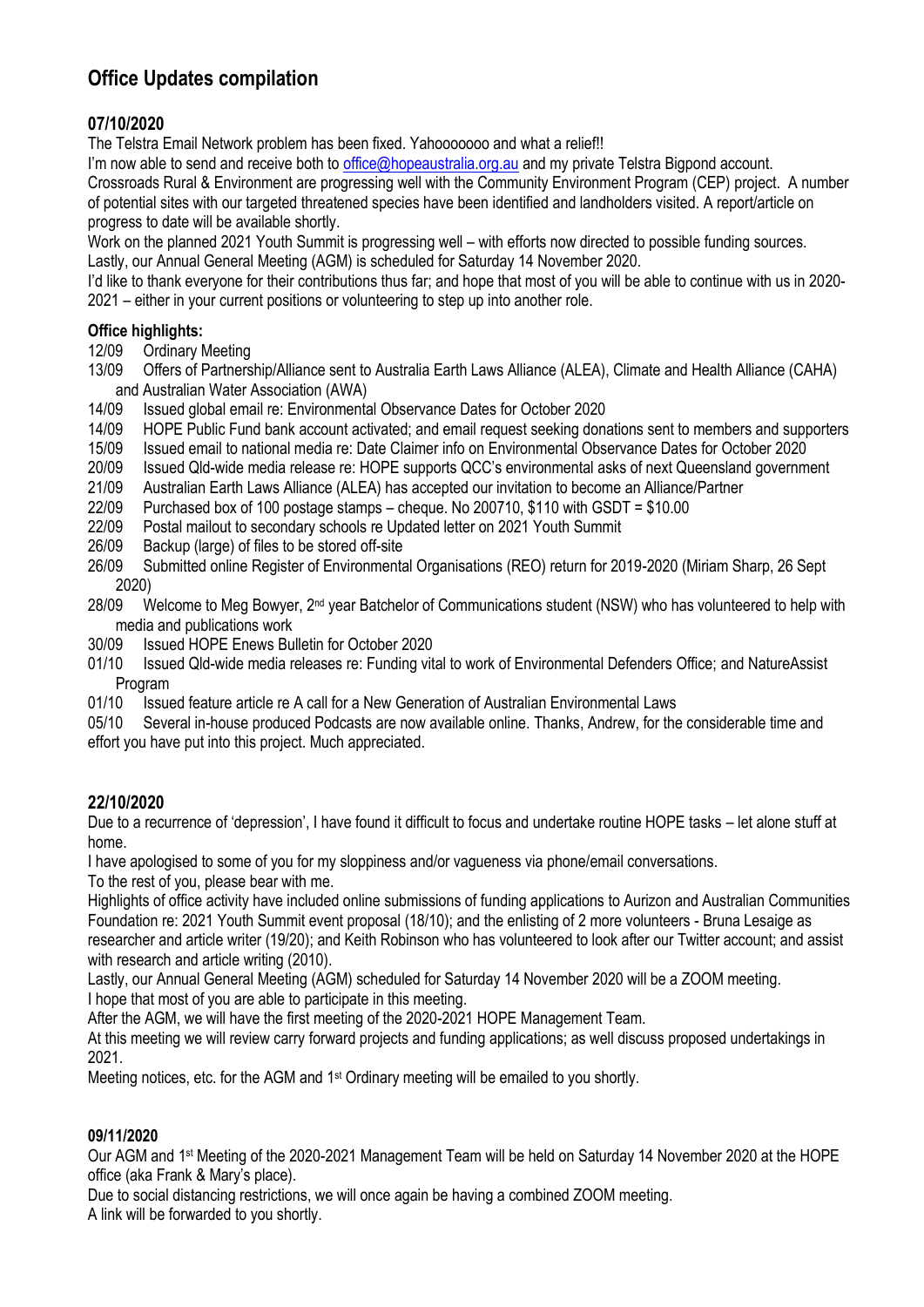# Office Updates compilation

## 07/10/2020

The Telstra Email Network problem has been fixed. Yahooooooo and what a relief!!

I'm now able to send and receive both to office@hopeaustralia.org.au and my private Telstra Bigpond account.

Crossroads Rural & Environment are progressing well with the Community Environment Program (CEP) project. A number of potential sites with our targeted threatened species have been identified and landholders visited. A report/article on progress to date will be available shortly.

Work on the planned 2021 Youth Summit is progressing well – with efforts now directed to possible funding sources.

Lastly, our Annual General Meeting (AGM) is scheduled for Saturday 14 November 2020.

I'd like to thank everyone for their contributions thus far; and hope that most of you will be able to continue with us in 2020-2021 – either in your current positions or volunteering to step up into another role.

### Office highlights:

- 12/09 Ordinary Meeting
- 13/09 Offers of Partnership/Alliance sent to Australia Earth Laws Alliance (ALEA), Climate and Health Alliance (CAHA) and Australian Water Association (AWA)
- 14/09 Issued global email re: Environmental Observance Dates for October 2020
- 14/09 HOPE Public Fund bank account activated; and email request seeking donations sent to members and supporters
- 15/09 Issued email to national media re: Date Claimer info on Environmental Observance Dates for October 2020
- 20/09 Issued Qld-wide media release re: HOPE supports QCC's environmental asks of next Queensland government
- 21/09 Australian Earth Laws Alliance (ALEA) has accepted our invitation to become an Alliance/Partner
- 22/09 Purchased box of 100 postage stamps – cheque. No 200710, $110 with GSDT = $10.00
- 22/09 Postal mailout to secondary schools re Updated letter on 2021 Youth Summit
- 26/09 Backup (large) of files to be stored off-site
- 26/09 Submitted online Register of Environmental Organisations (REO) return for 2019-2020 (Miriam Sharp, 26 Sept 2020)
- 28/09 Welcome to Meg Bowyer, 2nd year Batchelor of Communications student (NSW) who has volunteered to help with media and publications work
- 30/09 Issued HOPE Enews Bulletin for October 2020
- 01/10 Issued Qld-wide media releases re: Funding vital to work of Environmental Defenders Office; and NatureAssist Program
- 01/10 Issued feature article re A call for a New Generation of Australian Environmental Laws
- 05/10 Several in-house produced Podcasts are now available online. Thanks, Andrew, for the considerable time and effort you have put into this project. Much appreciated.

## 22/10/2020

Due to a recurrence of 'depression', I have found it difficult to focus and undertake routine HOPE tasks – let alone stuff at home.

I have apologised to some of you for my sloppiness and/or vagueness via phone/email conversations.

To the rest of you, please bear with me.

Highlights of office activity have included online submissions of funding applications to Aurizon and Australian Communities Foundation re: 2021 Youth Summit event proposal (18/10); and the enlisting of 2 more volunteers - Bruna Lesaige as researcher and article writer (19/20); and Keith Robinson who has volunteered to look after our Twitter account; and assist with research and article writing (2010).

Lastly, our Annual General Meeting (AGM) scheduled for Saturday 14 November 2020 will be a ZOOM meeting.

I hope that most of you are able to participate in this meeting.

After the AGM, we will have the first meeting of the 2020-2021 HOPE Management Team.

At this meeting we will review carry forward projects and funding applications; as well discuss proposed undertakings in 2021.

Meeting notices, etc. for the AGM and 1st Ordinary meeting will be emailed to you shortly.

## 09/11/2020

Our AGM and 1st Meeting of the 2020-2021 Management Team will be held on Saturday 14 November 2020 at the HOPE office (aka Frank & Mary's place).

Due to social distancing restrictions, we will once again be having a combined ZOOM meeting.

A link will be forwarded to you shortly.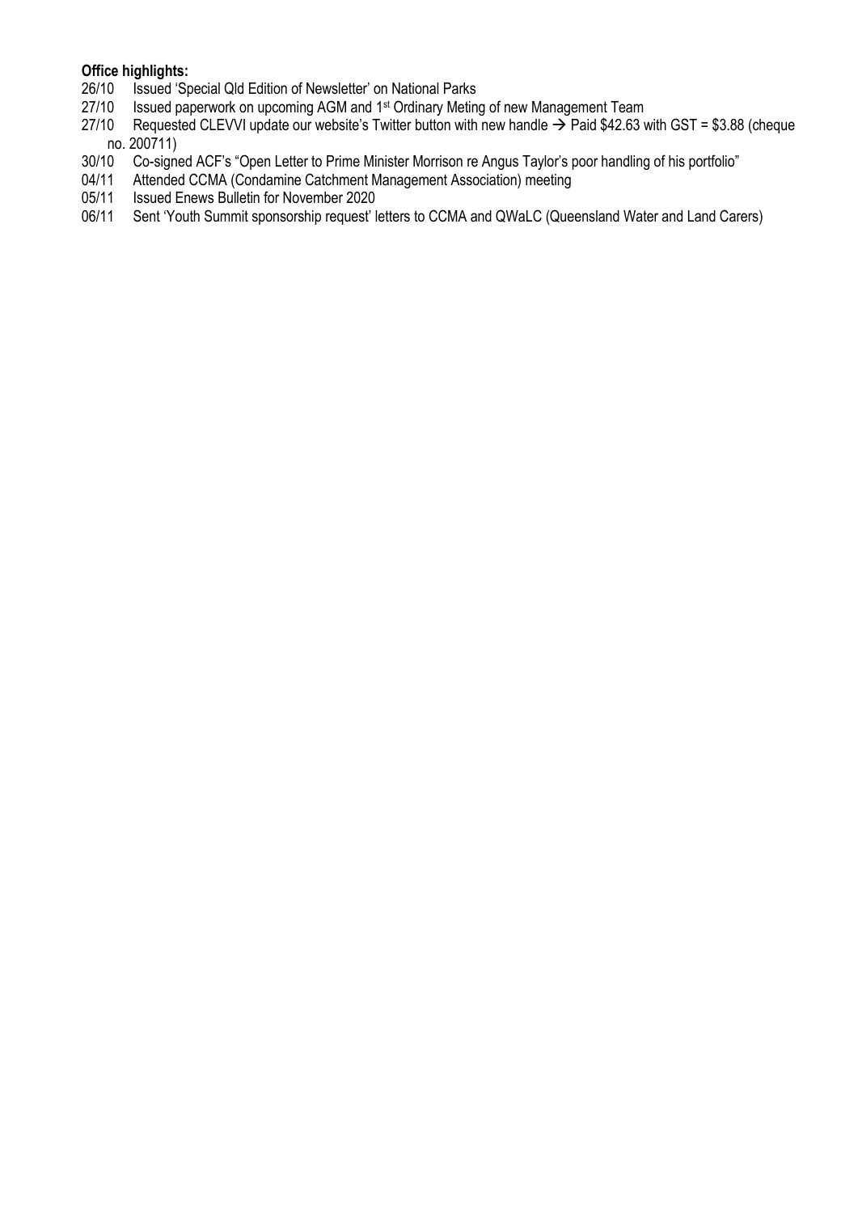**Office highlights:**

26/10 Issued 'Special Qld Edition of Newsletter' on National Parks

27/10 Issued paperwork on upcoming AGM and 1st Ordinary Meting of new Management Team

27/10 Requested CLEVVI update our website's Twitter button with new handle → Paid $42.63 with GST = $3.88 (cheque no. 200711)

30/10 Co-signed ACF's "Open Letter to Prime Minister Morrison re Angus Taylor's poor handling of his portfolio"

04/11 Attended CCMA (Condamine Catchment Management Association) meeting

05/11 Issued Enews Bulletin for November 2020

06/11 Sent 'Youth Summit sponsorship request' letters to CCMA and QWaLC (Queensland Water and Land Carers)